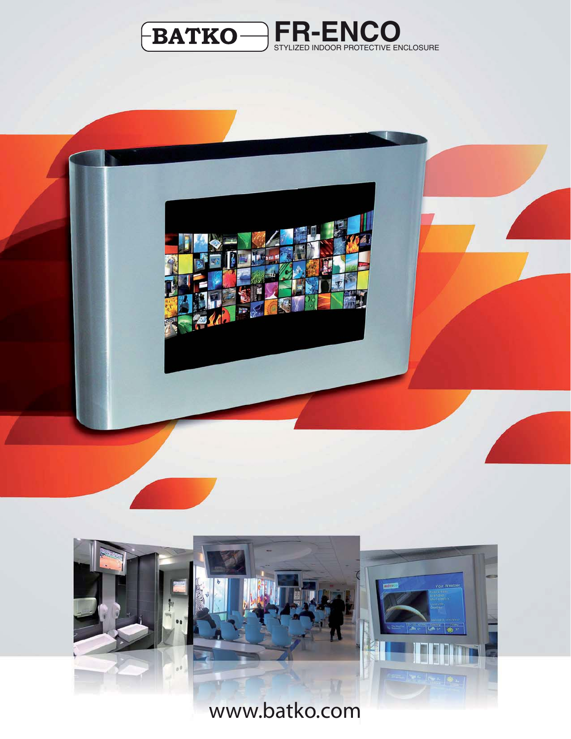BATKO

# FR-ENCO

STYLIZED INDOOR PROTECTIVE ENCLOSURE

www.batko.com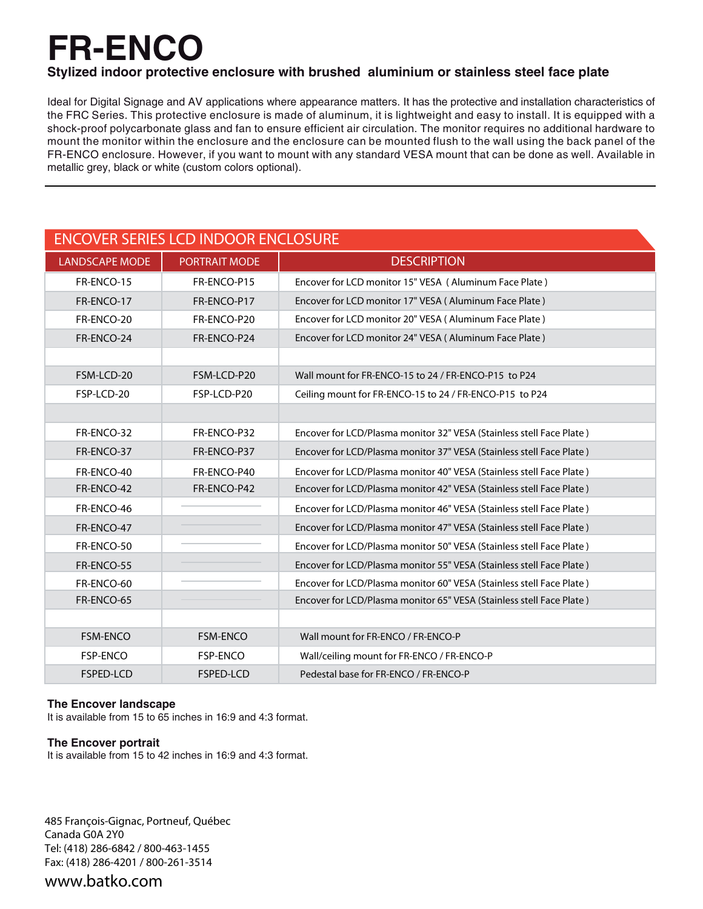# FR-ENCO

**Stylized indoor protective enclosure with brushed aluminium or stainless steel face plate**

Ideal for Digital Signage and AV applications where appearance matters. It has the protective and installation characteristics of the FRC Series. This protective enclosure is made of aluminum, it is lightweight and easy to install. It is equipped with a shock-proof polycarbonate glass and fan to ensure efficient air circulation. The monitor requires no additional hardware to mount the monitor within the enclosure and the enclosure can be mounted flush to the wall using the back panel of the FR-ENCO enclosure. However, if you want to mount with any standard VESA mount that can be done as well. Available in metallic grey, black or white (custom colors optional).

---

## ENCOVER SERIES LCD INDOOR ENCLOSURE

| LANDSCAPE MODE | PORTRAIT MODE | DESCRIPTION |
|---|---|---|
| FR-ENCO-15 | FR-ENCO-P15 | Encover for LCD monitor 15" VESA ( Aluminum Face Plate ) |
| FR-ENCO-17 | FR-ENCO-P17 | Encover for LCD monitor 17" VESA ( Aluminum Face Plate ) |
| FR-ENCO-20 | FR-ENCO-P20 | Encover for LCD monitor 20" VESA ( Aluminum Face Plate ) |
| FR-ENCO-24 | FR-ENCO-P24 | Encover for LCD monitor 24" VESA ( Aluminum Face Plate ) |
| | | |
| FSM-LCD-20 | FSM-LCD-P20 | Wall mount for FR-ENCO-15 to 24 / FR-ENCO-P15 to P24 |
| FSP-LCD-20 | FSP-LCD-P20 | Ceiling mount for FR-ENCO-15 to 24 / FR-ENCO-P15 to P24 |
| | | |
| FR-ENCO-32 | FR-ENCO-P32 | Encover for LCD/Plasma monitor 32" VESA (Stainless stell Face Plate ) |
| FR-ENCO-37 | FR-ENCO-P37 | Encover for LCD/Plasma monitor 37" VESA (Stainless stell Face Plate ) |
| FR-ENCO-40 | FR-ENCO-P40 | Encover for LCD/Plasma monitor 40" VESA (Stainless stell Face Plate ) |
| FR-ENCO-42 | FR-ENCO-P42 | Encover for LCD/Plasma monitor 42" VESA (Stainless stell Face Plate ) |
| FR-ENCO-46 | | Encover for LCD/Plasma monitor 46" VESA (Stainless stell Face Plate ) |
| FR-ENCO-47 | | Encover for LCD/Plasma monitor 47" VESA (Stainless stell Face Plate ) |
| FR-ENCO-50 | | Encover for LCD/Plasma monitor 50" VESA (Stainless stell Face Plate ) |
| FR-ENCO-55 | | Encover for LCD/Plasma monitor 55" VESA (Stainless stell Face Plate ) |
| FR-ENCO-60 | | Encover for LCD/Plasma monitor 60" VESA (Stainless stell Face Plate ) |
| FR-ENCO-65 | | Encover for LCD/Plasma monitor 65" VESA (Stainless stell Face Plate ) |
| | | |
| FSM-ENCO | FSM-ENCO | Wall mount for FR-ENCO / FR-ENCO-P |
| FSP-ENCO | FSP-ENCO | Wall/ceiling mount for FR-ENCO / FR-ENCO-P |
| FSPED-LCD | FSPED-LCD | Pedestal base for FR-ENCO / FR-ENCO-P |

**The Encover landscape**
It is available from 15 to 65 inches in 16:9 and 4:3 format.

**The Encover portrait**
It is available from 15 to 42 inches in 16:9 and 4:3 format.

485 François-Gignac, Portneuf, Québec
Canada G0A 2Y0
Tel: (418) 286-6842 / 800-463-1455
Fax: (418) 286-4201 / 800-261-3514

www.batko.com